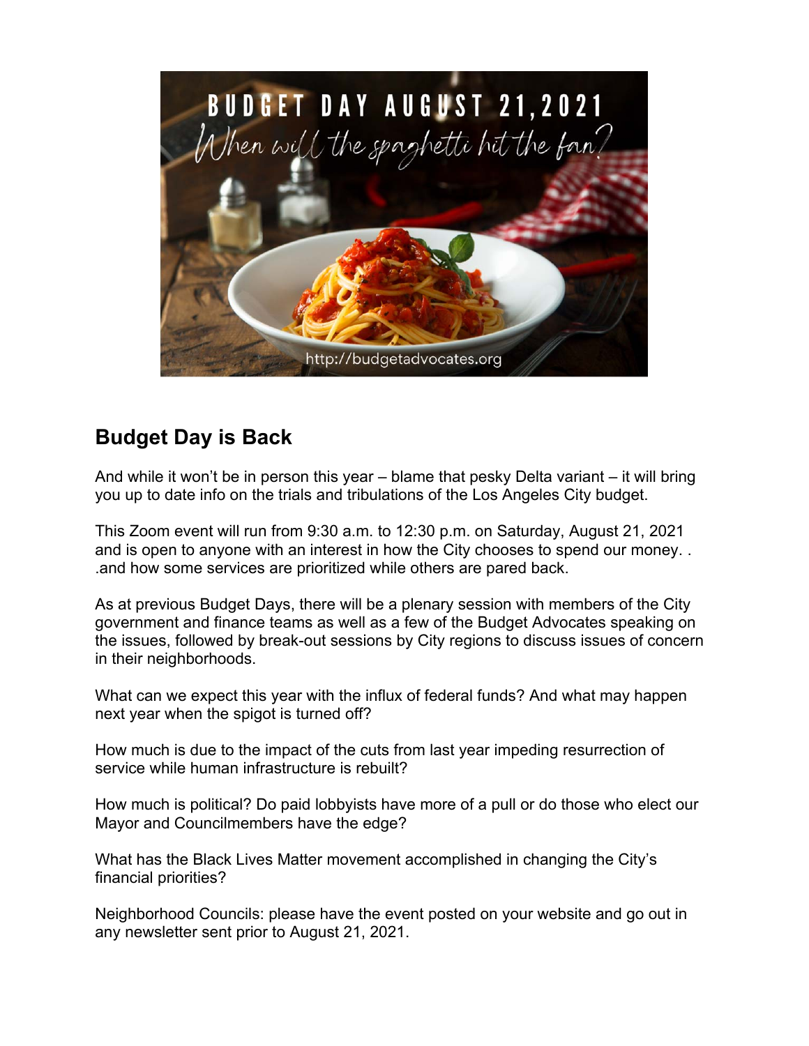BUDGET DAY AUGUST 21, 2021

*When will the spaghetti hit the fan?*

http://budgetadvocates.org

## Budget Day is Back

And while it won't be in person this year – blame that pesky Delta variant – it will bring you up to date info on the trials and tribulations of the Los Angeles City budget.

This Zoom event will run from 9:30 a.m. to 12:30 p.m. on Saturday, August 21, 2021 and is open to anyone with an interest in how the City chooses to spend our money. . .and how some services are prioritized while others are pared back.

As at previous Budget Days, there will be a plenary session with members of the City government and finance teams as well as a few of the Budget Advocates speaking on the issues, followed by break-out sessions by City regions to discuss issues of concern in their neighborhoods.

What can we expect this year with the influx of federal funds? And what may happen next year when the spigot is turned off?

How much is due to the impact of the cuts from last year impeding resurrection of service while human infrastructure is rebuilt?

How much is political? Do paid lobbyists have more of a pull or do those who elect our Mayor and Councilmembers have the edge?

What has the Black Lives Matter movement accomplished in changing the City's financial priorities?

Neighborhood Councils: please have the event posted on your website and go out in any newsletter sent prior to August 21, 2021.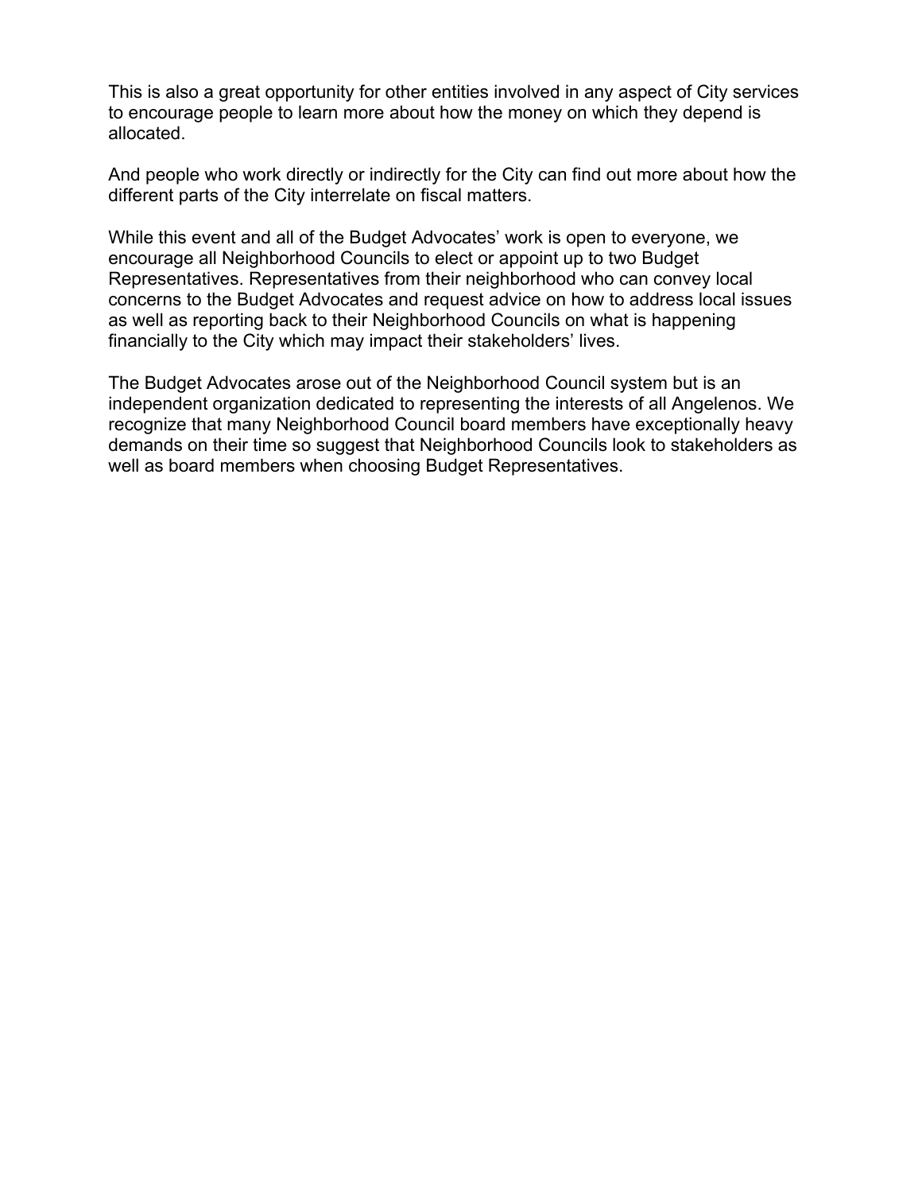This is also a great opportunity for other entities involved in any aspect of City services to encourage people to learn more about how the money on which they depend is allocated.

And people who work directly or indirectly for the City can find out more about how the different parts of the City interrelate on fiscal matters.

While this event and all of the Budget Advocates' work is open to everyone, we encourage all Neighborhood Councils to elect or appoint up to two Budget Representatives. Representatives from their neighborhood who can convey local concerns to the Budget Advocates and request advice on how to address local issues as well as reporting back to their Neighborhood Councils on what is happening financially to the City which may impact their stakeholders' lives.

The Budget Advocates arose out of the Neighborhood Council system but is an independent organization dedicated to representing the interests of all Angelenos. We recognize that many Neighborhood Council board members have exceptionally heavy demands on their time so suggest that Neighborhood Councils look to stakeholders as well as board members when choosing Budget Representatives.